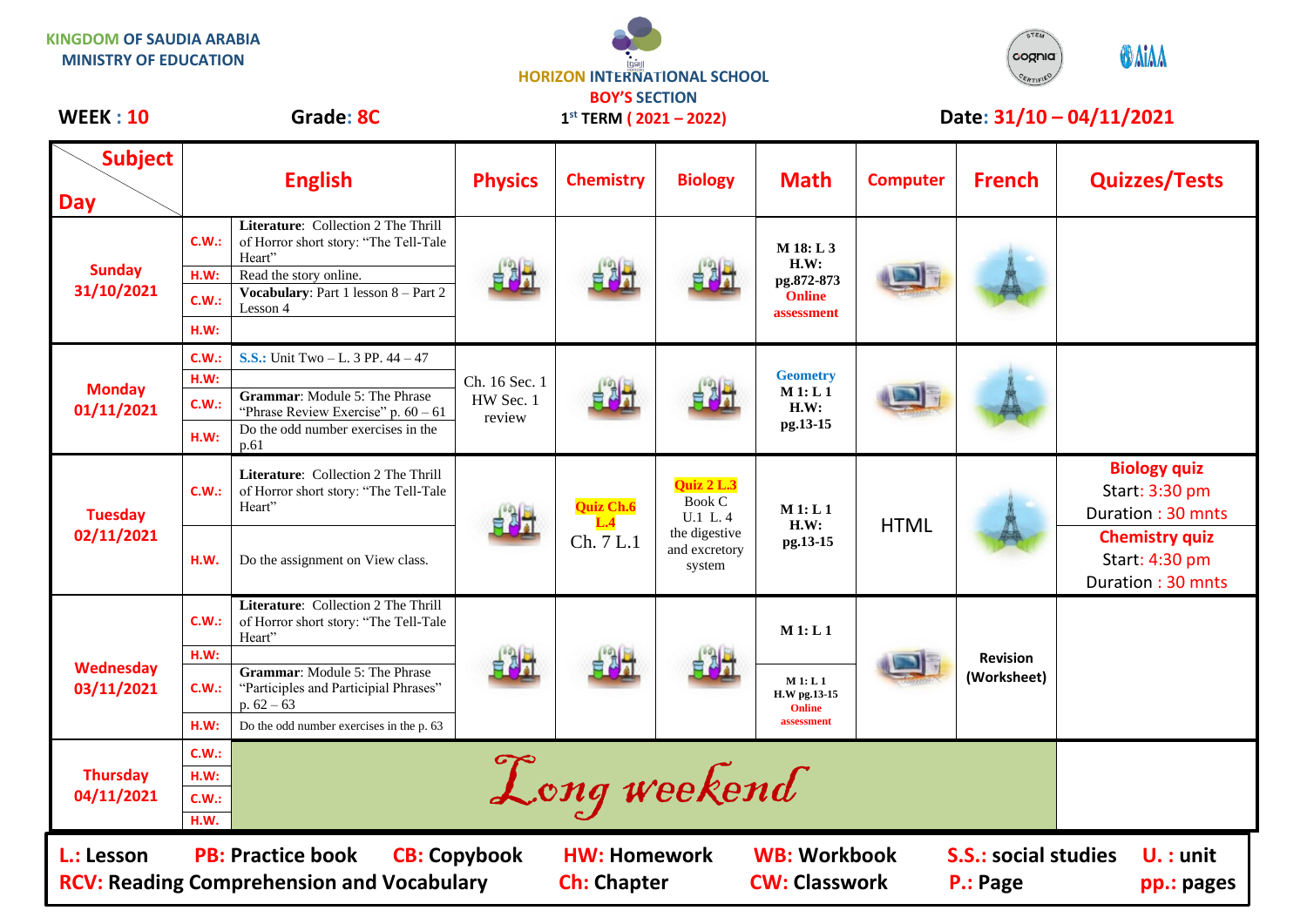KINGDOM OF SAUDIA ARABIA
MINISTRY OF EDUCATION

HORIZON INTERNATIONAL SCHOOL
BOY'S SECTION
1st TERM ( 2021 – 2022)

WEEK : 10    Grade: 8C    Date: 31/10 – 04/11/2021

| Subject / Day | English | | Physics | Chemistry | Biology | Math | Computer | French | Quizzes/Tests |
|---|---|---|---|---|---|---|---|---|---|
| Sunday 31/10/2021 | C.W.: | Literature: Collection 2 The Thrill of Horror short story: "The Tell-Tale Heart" | | | | M 18: L 3 H.W: pg.872-873 Online assessment | | | |
| | H.W: | Read the story online. | | | | | | | |
| | C.W.: | Vocabulary: Part 1 lesson 8 – Part 2 Lesson 4 | | | | | | | |
| | H.W: | | | | | | | | |
| Monday 01/11/2021 | C.W.: | S.S.: Unit Two – L. 3 PP. 44 – 47 | Ch. 16 Sec. 1 HW Sec. 1 review | | | Geometry M 1: L 1 H.W: pg.13-15 | | | |
| | H.W: | | | | | | | | |
| | C.W.: | Grammar: Module 5: The Phrase "Phrase Review Exercise" p. 60 – 61 | | | | | | | |
| | H.W: | Do the odd number exercises in the p.61 | | | | | | | |
| Tuesday 02/11/2021 | C.W.: | Literature: Collection 2 The Thrill of Horror short story: "The Tell-Tale Heart" | | Quiz Ch.6 L.4 Ch. 7 L.1 | Quiz 2 L.3 Book C U.1 L. 4 the digestive and excretory system | M 1: L 1 H.W: pg.13-15 | HTML | | Biology quiz Start: 3:30 pm Duration : 30 mnts |
| | H.W. | Do the assignment on View class. | | | | | | | Chemistry quiz Start: 4:30 pm Duration : 30 mnts |
| Wednesday 03/11/2021 | C.W.: | Literature: Collection 2 The Thrill of Horror short story: "The Tell-Tale Heart" | | | | M 1: L 1 | | Revision (Worksheet) | |
| | H.W: | | | | | | | | |
| | C.W.: | Grammar: Module 5: The Phrase "Participles and Participial Phrases" p. 62 – 63 | | | | M 1: L 1 H.W pg.13-15 Online assessment | | | |
| | H.W: | Do the odd number exercises in the p. 63 | | | | | | | |
| Thursday 04/11/2021 | C.W.: | Long weekend | | | | | | | |
| | H.W: | | | | | | | | |
| | C.W.: | | | | | | | | |
| | H.W. | | | | | | | | |

L.: Lesson  PB: Practice book  CB: Copybook  HW: Homework  WB: Workbook  S.S.: social studies  U. : unit
RCV: Reading Comprehension and Vocabulary  Ch: Chapter  CW: Classwork  P.: Page  pp.: pages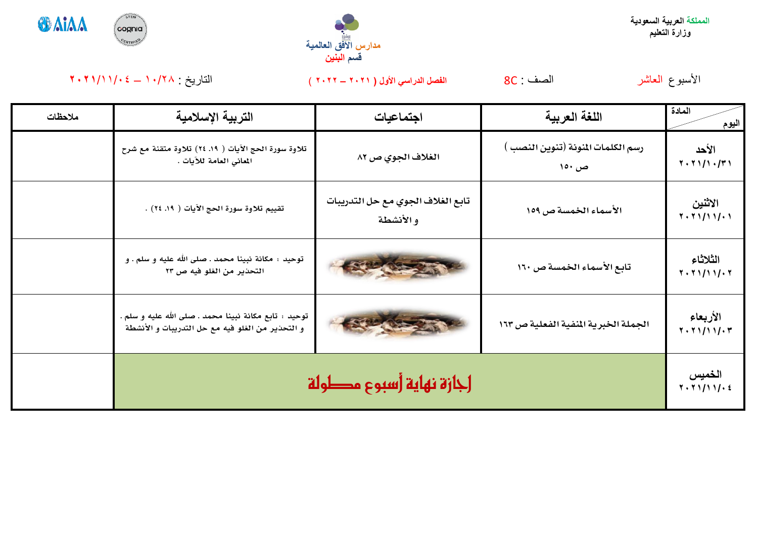المملكة العربية السعودية
وزارة التعليم

مدارس الأفق العالمية
قسم البنين

الأسبوع العاشر　　الصف : 8C　　الفصل الدراسي الأول ( ٢٠٢١ – ٢٠٢٢ )　　التاريخ : ١٠/٢٨ – ٢٠٢١/١١/٠٤

| المادة / اليوم | اللغة العربية | اجتماعيات | التربية الإسلامية | ملاحظات |
|---|---|---|---|---|
| الأحد ٢٠٢١/١٠/٣١ | رسم الكلمات المنونة (تنوين النصب ) ص ١٥٠ | الغلاف الجوي ص ٨٢ | تلاوة سورة الحج الآيات ( ١٩. ٢٤) تلاوة متقنة مع شرح المعاني العامة للآيات . | |
| الاثنين ٢٠٢١/١١/٠١ | الأسماء الخمسة ص ١٥٩ | تابع الغلاف الجوي مع حل التدريبات و الأنشطة | تقييم تلاوة سورة الحج الآيات ( ١٩. ٢٤) . | |
| الثلاثاء ٢٠٢١/١١/٠٢ | تابع الأسماء الخمسة ص ١٦٠ | | توحيد : مكانة نبينا محمد . صلى الله عليه و سلم . و التحذير من الغلو فيه ص ٢٣ | |
| الأربعاء ٢٠٢١/١١/٠٣ | الجملة الخبرية المنفية الفعلية ص ١٦٣ | | توحيد : تابع مكانة نبينا محمد . صلى الله عليه و سلم . و التحذير من الغلو فيه مع حل التدريبات و الأنشطة | |
| الخميس ٢٠٢١/١١/٠٤ | إجازة نهاية أسبوع مطولة | | | |